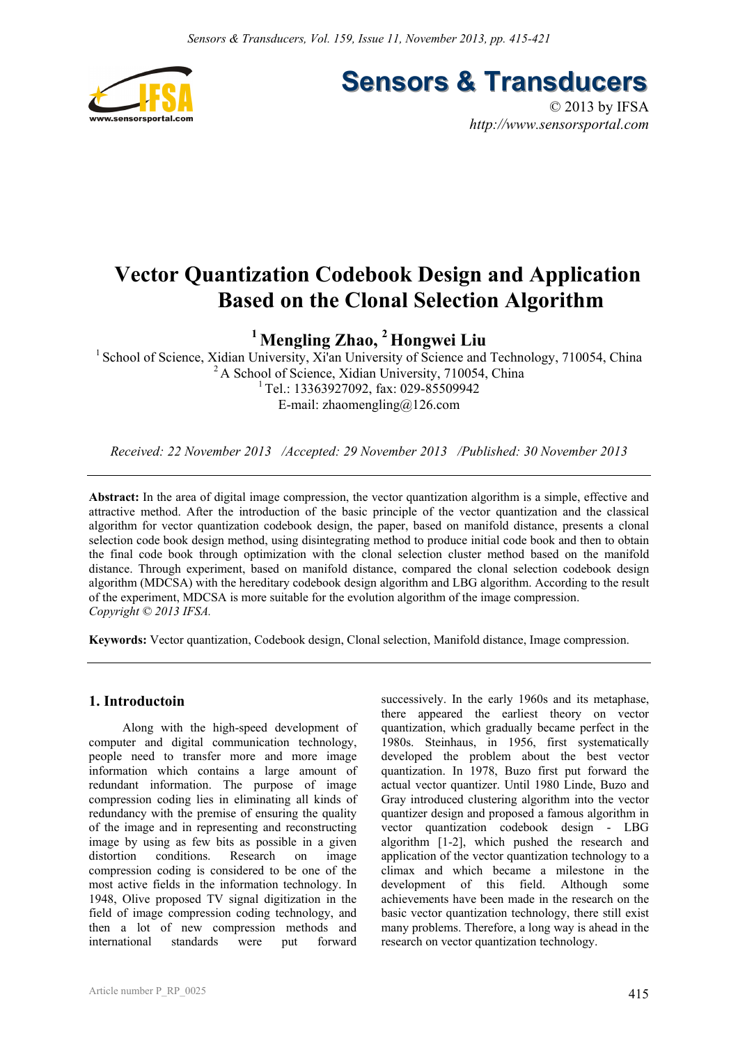# Vector Quantization Codebook Design and Application Based on the Clonal Selection Algorithm

**[1] Mengling Zhao, [2] Hongwei Liu**

[1] School of Science, Xidian University, Xi'an University of Science and Technology, 710054, China
[2] A School of Science, Xidian University, 710054, China
[1] Tel.: 13363927092, fax: 029-85509942
E-mail: zhaomengling@126.com

*Received: 22 November 2013 /Accepted: 29 November 2013 /Published: 30 November 2013*

**Abstract:** In the area of digital image compression, the vector quantization algorithm is a simple, effective and attractive method. After the introduction of the basic principle of the vector quantization and the classical algorithm for vector quantization codebook design, the paper, based on manifold distance, presents a clonal selection code book design method, using disintegrating method to produce initial code book and then to obtain the final code book through optimization with the clonal selection cluster method based on the manifold distance. Through experiment, based on manifold distance, compared the clonal selection codebook design algorithm (MDCSA) with the hereditary codebook design algorithm and LBG algorithm. According to the result of the experiment, MDCSA is more suitable for the evolution algorithm of the image compression.
*Copyright © 2013 IFSA.*

**Keywords:** Vector quantization, Codebook design, Clonal selection, Manifold distance, Image compression.

## 1. Introductoin

Along with the high-speed development of computer and digital communication technology, people need to transfer more and more image information which contains a large amount of redundant information. The purpose of image compression coding lies in eliminating all kinds of redundancy with the premise of ensuring the quality of the image and in representing and reconstructing image by using as few bits as possible in a given distortion conditions. Research on image compression coding is considered to be one of the most active fields in the information technology. In 1948, Olive proposed TV signal digitization in the field of image compression coding technology, and then a lot of new compression methods and international standards were put forward successively. In the early 1960s and its metaphase, there appeared the earliest theory on vector quantization, which gradually became perfect in the 1980s. Steinhaus, in 1956, first systematically developed the problem about the best vector quantization. In 1978, Buzo first put forward the actual vector quantizer. Until 1980 Linde, Buzo and Gray introduced clustering algorithm into the vector quantizer design and proposed a famous algorithm in vector quantization codebook design - LBG algorithm [1-2], which pushed the research and application of the vector quantization technology to a climax and which became a milestone in the development of this field. Although some achievements have been made in the research on the basic vector quantization technology, there still exist many problems. Therefore, a long way is ahead in the research on vector quantization technology.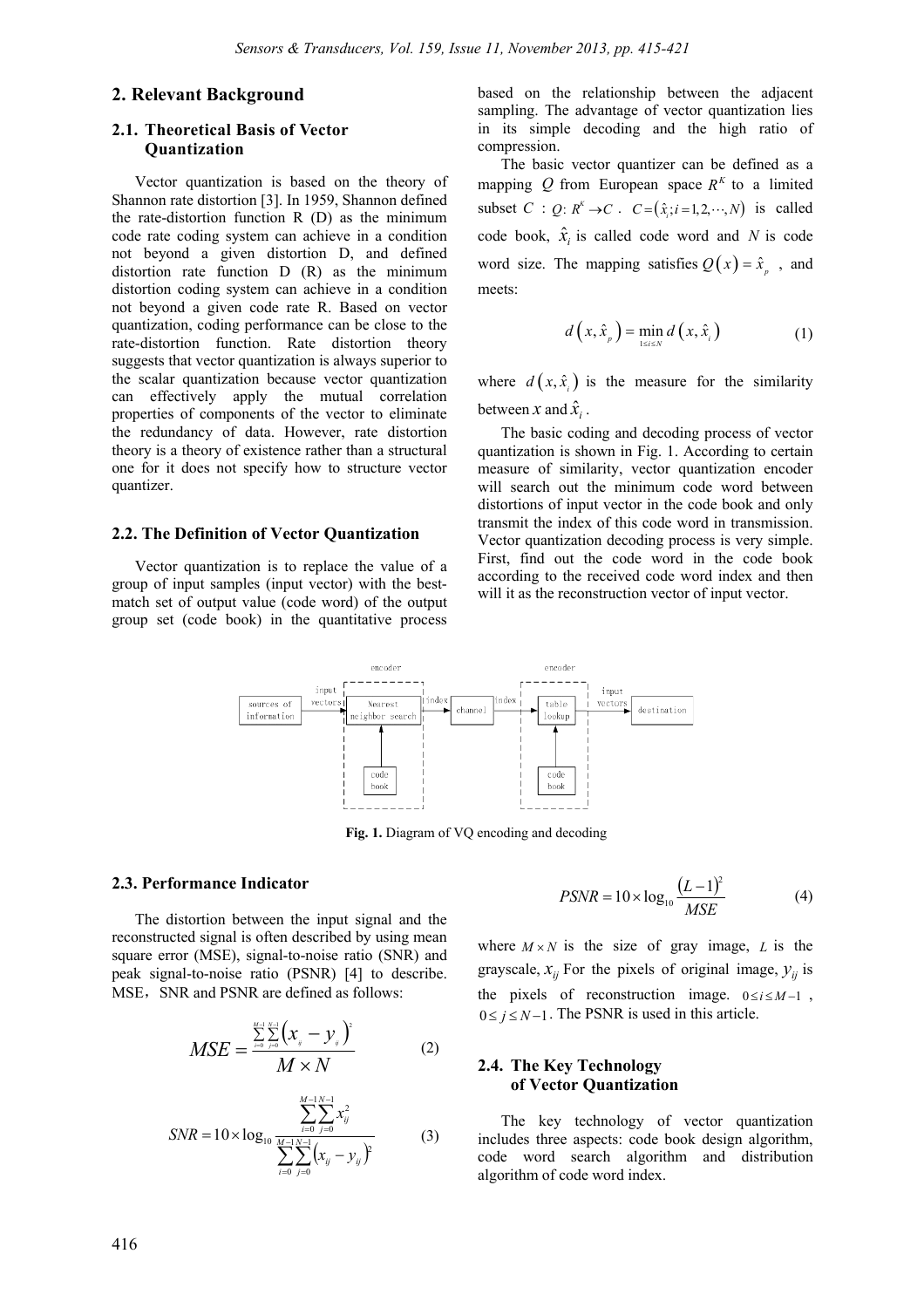## 2. Relevant Background

### 2.1. Theoretical Basis of Vector Quantization

Vector quantization is based on the theory of Shannon rate distortion [3]. In 1959, Shannon defined the rate-distortion function R (D) as the minimum code rate coding system can achieve in a condition not beyond a given distortion D, and defined distortion rate function D (R) as the minimum distortion coding system can achieve in a condition not beyond a given code rate R. Based on vector quantization, coding performance can be close to the rate-distortion function. Rate distortion theory suggests that vector quantization is always superior to the scalar quantization because vector quantization can effectively apply the mutual correlation properties of components of the vector to eliminate the redundancy of data. However, rate distortion theory is a theory of existence rather than a structural one for it does not specify how to structure vector quantizer.

### 2.2. The Definition of Vector Quantization

Vector quantization is to replace the value of a group of input samples (input vector) with the best-match set of output value (code word) of the output group set (code book) in the quantitative process based on the relationship between the adjacent sampling. The advantage of vector quantization lies in its simple decoding and the high ratio of compression.

The basic vector quantizer can be defined as a mapping $Q$ from European space $R^K$ to a limited subset $C$ : $Q{:}\ R^K \to C$ . $C = \left(\hat{x}_i; i = 1, 2, \cdots, N\right)$ is called code book, $\hat{x}_i$ is called code word and $N$ is code word size. The mapping satisfies $Q\left(x\right) = \hat{x}_p$ , and meets:

$$d\left(x, \hat{x}_p\right) = \min_{1 \le i \le N} d\left(x, \hat{x}_i\right) \tag{1}$$

where $d\left(x, \hat{x}_i\right)$ is the measure for the similarity between $x$ and $\hat{x}_i$ .

The basic coding and decoding process of vector quantization is shown in Fig. 1. According to certain measure of similarity, vector quantization encoder will search out the minimum code word between distortions of input vector in the code book and only transmit the index of this code word in transmission. Vector quantization decoding process is very simple. First, find out the code word in the code book according to the received code word index and then will it as the reconstruction vector of input vector.

Fig. 1. Diagram of VQ encoding and decoding

### 2.3. Performance Indicator

The distortion between the input signal and the reconstructed signal is often described by using mean square error (MSE), signal-to-noise ratio (SNR) and peak signal-to-noise ratio (PSNR) [4] to describe. MSE，SNR and PSNR are defined as follows:

$$MSE = \frac{\sum_{i=0}^{M-1}\sum_{j=0}^{N-1}\left(x_{ij} - y_{ij}\right)^2}{M \times N} \tag{2}$$

$$SNR = 10 \times \log_{10} \frac{\sum_{i=0}^{M-1}\sum_{j=0}^{N-1} x_{ij}^2}{\sum_{i=0}^{M-1}\sum_{j=0}^{N-1}\left(x_{ij} - y_{ij}\right)^2} \tag{3}$$

$$PSNR = 10 \times \log_{10} \frac{\left(L-1\right)^2}{MSE} \tag{4}$$

where $M \times N$ is the size of gray image, $L$ is the grayscale, $x_{ij}$ For the pixels of original image, $y_{ij}$ is the pixels of reconstruction image. $0 \le i \le M-1$ , $0 \le j \le N-1$ . The PSNR is used in this article.

### 2.4. The Key Technology of Vector Quantization

The key technology of vector quantization includes three aspects: code book design algorithm, code word search algorithm and distribution algorithm of code word index.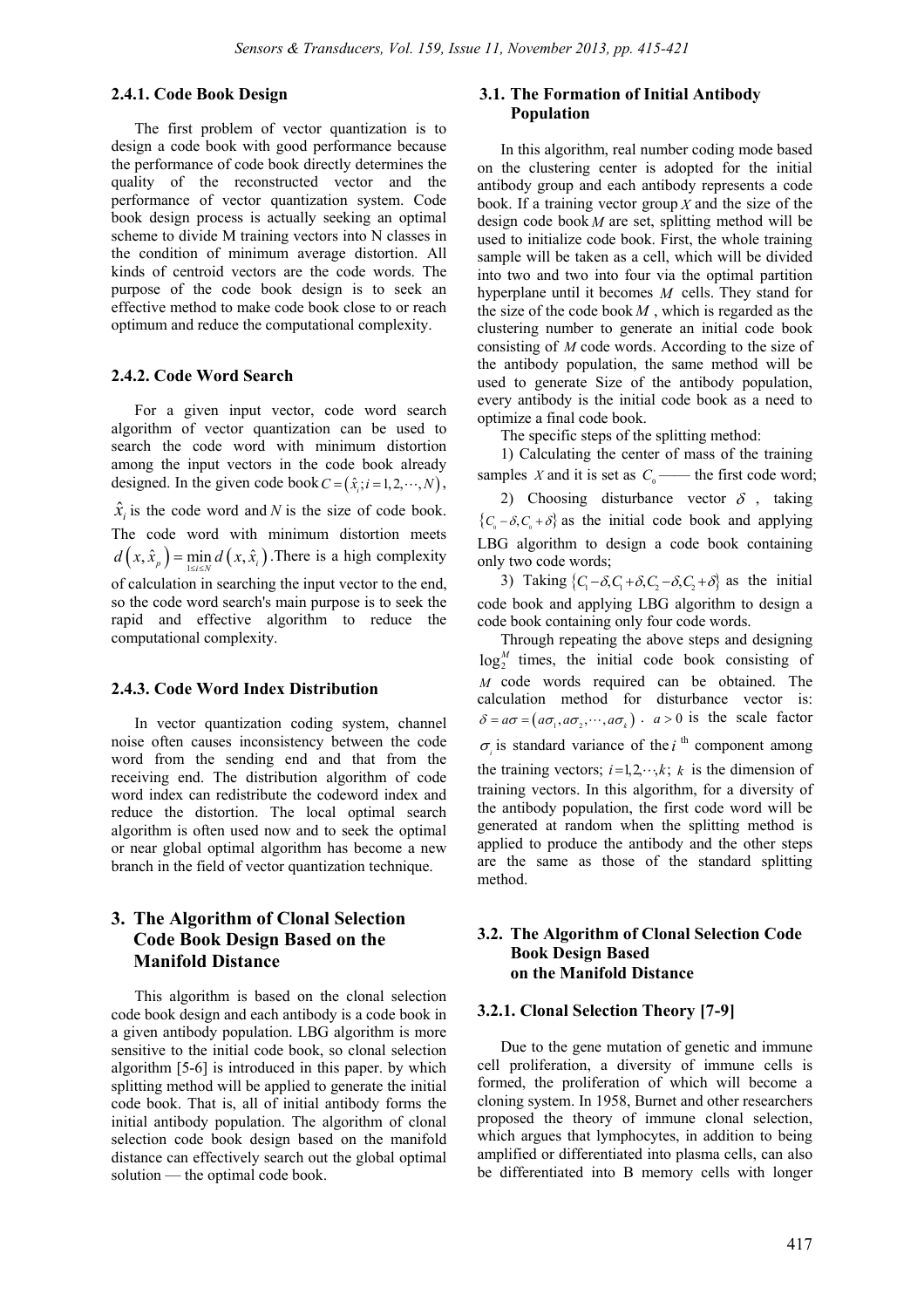#### 2.4.1. Code Book Design

The first problem of vector quantization is to design a code book with good performance because the performance of code book directly determines the quality of the reconstructed vector and the performance of vector quantization system. Code book design process is actually seeking an optimal scheme to divide M training vectors into N classes in the condition of minimum average distortion. All kinds of centroid vectors are the code words. The purpose of the code book design is to seek an effective method to make code book close to or reach optimum and reduce the computational complexity.

#### 2.4.2. Code Word Search

For a given input vector, code word search algorithm of vector quantization can be used to search the code word with minimum distortion among the input vectors in the code book already designed. In the given code book $C=(\hat{x}_i; i=1,2,\cdots,N)$, $\hat{x}_i$ is the code word and $N$ is the size of code book. The code word with minimum distortion meets $d(x,\hat{x}_p)=\min_{1\le i\le N} d(x,\hat{x}_i)$. There is a high complexity of calculation in searching the input vector to the end, so the code word search's main purpose is to seek the rapid and effective algorithm to reduce the computational complexity.

#### 2.4.3. Code Word Index Distribution

In vector quantization coding system, channel noise often causes inconsistency between the code word from the sending end and that from the receiving end. The distribution algorithm of code word index can redistribute the codeword index and reduce the distortion. The local optimal search algorithm is often used now and to seek the optimal or near global optimal algorithm has become a new branch in the field of vector quantization technique.

## 3. The Algorithm of Clonal Selection Code Book Design Based on the Manifold Distance

This algorithm is based on the clonal selection code book design and each antibody is a code book in a given antibody population. LBG algorithm is more sensitive to the initial code book, so clonal selection algorithm [5-6] is introduced in this paper. by which splitting method will be applied to generate the initial code book. That is, all of initial antibody forms the initial antibody population. The algorithm of clonal selection code book design based on the manifold distance can effectively search out the global optimal solution — the optimal code book.

### 3.1. The Formation of Initial Antibody Population

In this algorithm, real number coding mode based on the clustering center is adopted for the initial antibody group and each antibody represents a code book. If a training vector group $X$ and the size of the design code book $M$ are set, splitting method will be used to initialize code book. First, the whole training sample will be taken as a cell, which will be divided into two and two into four via the optimal partition hyperplane until it becomes $M$ cells. They stand for the size of the code book $M$ , which is regarded as the clustering number to generate an initial code book consisting of $M$ code words. According to the size of the antibody population, the same method will be used to generate Size of the antibody population, every antibody is the initial code book as a need to optimize a final code book.

The specific steps of the splitting method:

1) Calculating the center of mass of the training samples $X$ and it is set as $C_0$ —— the first code word;

2) Choosing disturbance vector $\delta$ , taking $\{C_0-\delta, C_0+\delta\}$ as the initial code book and applying LBG algorithm to design a code book containing only two code words;

3) Taking $\{C_1-\delta, C_1+\delta, C_2-\delta, C_2+\delta\}$ as the initial code book and applying LBG algorithm to design a code book containing only four code words.

Through repeating the above steps and designing $\log_2^M$ times, the initial code book consisting of $M$ code words required can be obtained. The calculation method for disturbance vector is: $\delta = a\sigma = (a\sigma_1, a\sigma_2, \cdots, a\sigma_k)$ . $a>0$ is the scale factor $\sigma_i$ is standard variance of the $i$ th component among the training vectors; $i=1,2,\cdots,k$; $k$ is the dimension of training vectors. In this algorithm, for a diversity of the antibody population, the first code word will be generated at random when the splitting method is applied to produce the antibody and the other steps are the same as those of the standard splitting method.

### 3.2. The Algorithm of Clonal Selection Code Book Design Based on the Manifold Distance

#### 3.2.1. Clonal Selection Theory [7-9]

Due to the gene mutation of genetic and immune cell proliferation, a diversity of immune cells is formed, the proliferation of which will become a cloning system. In 1958, Burnet and other researchers proposed the theory of immune clonal selection, which argues that lymphocytes, in addition to being amplified or differentiated into plasma cells, can also be differentiated into B memory cells with longer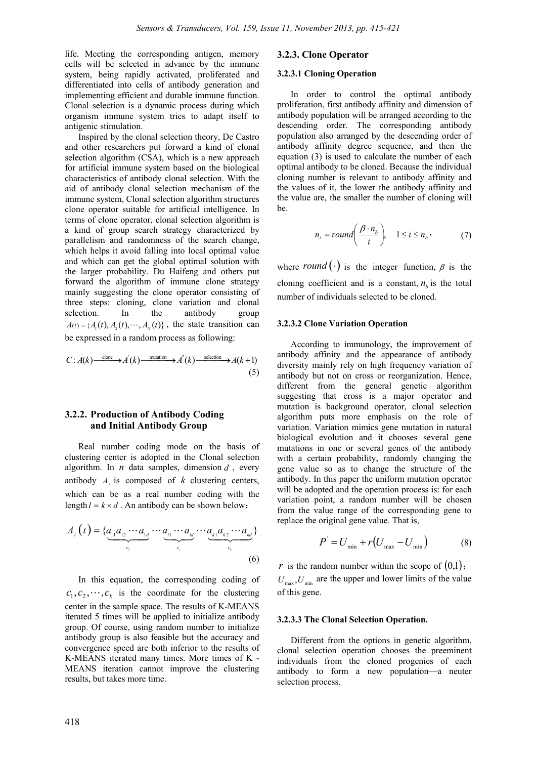life. Meeting the corresponding antigen, memory cells will be selected in advance by the immune system, being rapidly activated, proliferated and differentiated into cells of antibody generation and implementing efficient and durable immune function. Clonal selection is a dynamic process during which organism immune system tries to adapt itself to antigenic stimulation.

Inspired by the clonal selection theory, De Castro and other researchers put forward a kind of clonal selection algorithm (CSA), which is a new approach for artificial immune system based on the biological characteristics of antibody clonal selection. With the aid of antibody clonal selection mechanism of the immune system, Clonal selection algorithm structures clone operator suitable for artificial intelligence. In terms of clone operator, clonal selection algorithm is a kind of group search strategy characterized by parallelism and randomness of the search change, which helps it avoid falling into local optimal value and which can get the global optimal solution with the larger probability. Du Haifeng and others put forward the algorithm of immune clone strategy mainly suggesting the clone operator consisting of three steps: cloning, clone variation and clonal selection. In the antibody group $A(t) = \{A_1(t), A_2(t), \cdots, A_N(t)\}$, the state transition can be expressed in a random process as following:

$$C: A(k) \xrightarrow{\text{clone}} A^{'}(k) \xrightarrow{\text{mutation}} A^{''}(k) \xrightarrow{\text{selection}} A(k+1) \tag{5}$$

### 3.2.2. Production of Antibody Coding and Initial Antibody Group

Real number coding mode on the basis of clustering center is adopted in the Clonal selection algorithm. In $n$ data samples, dimension $d$, every antibody $A_i$ is composed of $k$ clustering centers, which can be as a real number coding with the length $l = k \times d$. An antibody can be shown below：

$$A_i(t) = \{\underbrace{a_{11}a_{12}\cdots a_{1d}}_{c_1}\cdots\underbrace{a_{i1}\cdots a_{id}}_{c_i}\cdots\underbrace{a_{k1}a_{k2}\cdots a_{kd}}_{c_k}\} \tag{6}$$

In this equation, the corresponding coding of $c_1, c_2, \cdots, c_k$ is the coordinate for the clustering center in the sample space. The results of K-MEANS iterated 5 times will be applied to initialize antibody group. Of course, using random number to initialize antibody group is also feasible but the accuracy and convergence speed are both inferior to the results of K-MEANS iterated many times. More times of K - MEANS iteration cannot improve the clustering results, but takes more time.

### 3.2.3. Clone Operator

#### 3.2.3.1 Cloning Operation

In order to control the optimal antibody proliferation, first antibody affinity and dimension of antibody population will be arranged according to the descending order. The corresponding antibody population also arranged by the descending order of antibody affinity degree sequence, and then the equation (3) is used to calculate the number of each optimal antibody to be cloned. Because the individual cloning number is relevant to antibody affinity and the values of it, the lower the antibody affinity and the value are, the smaller the number of cloning will be.

$$n_i = round\left(\frac{\beta \cdot n_b}{i}\right), \quad 1 \le i \le n_b, \tag{7}$$

where $round(\cdot)$ is the integer function, $\beta$ is the cloning coefficient and is a constant, $n_b$ is the total number of individuals selected to be cloned.

#### 3.2.3.2 Clone Variation Operation

According to immunology, the improvement of antibody affinity and the appearance of antibody diversity mainly rely on high frequency variation of antibody but not on cross or reorganization. Hence, different from the general genetic algorithm suggesting that cross is a major operator and mutation is background operator, clonal selection algorithm puts more emphasis on the role of variation. Variation mimics gene mutation in natural biological evolution and it chooses several gene mutations in one or several genes of the antibody with a certain probability, randomly changing the gene value so as to change the structure of the antibody. In this paper the uniform mutation operator will be adopted and the operation process is: for each variation point, a random number will be chosen from the value range of the corresponding gene to replace the original gene value. That is,

$$P^{'} = U_{\min} + r(U_{\max} - U_{\min}) \tag{8}$$

$r$ is the random number within the scope of $(0,1)$; $U_{\max}, U_{\min}$ are the upper and lower limits of the value of this gene.

#### 3.2.3.3 The Clonal Selection Operation.

Different from the options in genetic algorithm, clonal selection operation chooses the preeminent individuals from the cloned progenies of each antibody to form a new population—a neuter selection process.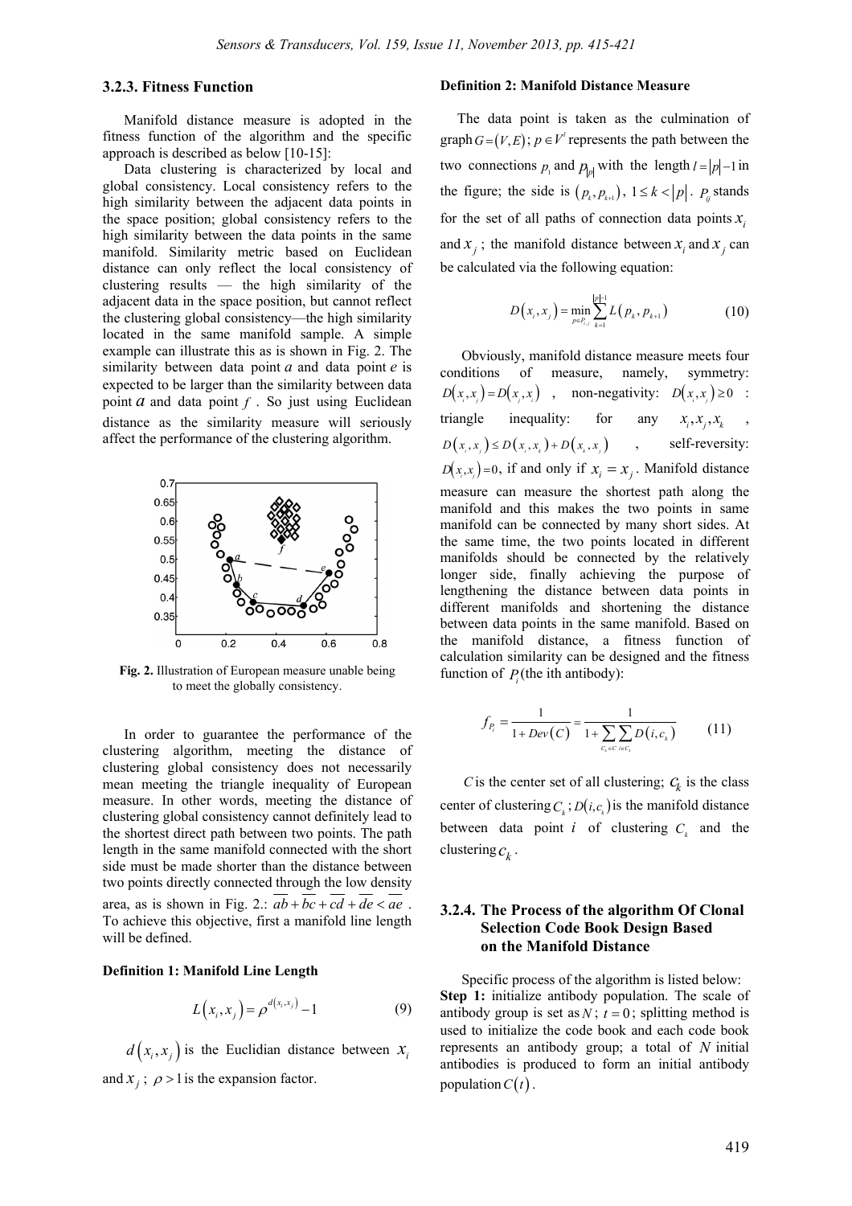### 3.2.3. Fitness Function

Manifold distance measure is adopted in the fitness function of the algorithm and the specific approach is described as below [10-15]:

Data clustering is characterized by local and global consistency. Local consistency refers to the high similarity between the adjacent data points in the space position; global consistency refers to the high similarity between the data points in the same manifold. Similarity metric based on Euclidean distance can only reflect the local consistency of clustering results — the high similarity of the adjacent data in the space position, but cannot reflect the clustering global consistency—the high similarity located in the same manifold sample. A simple example can illustrate this as is shown in Fig. 2. The similarity between data point *a* and data point *e* is expected to be larger than the similarity between data point *a* and data point *f* . So just using Euclidean distance as the similarity measure will seriously affect the performance of the clustering algorithm.

**Fig. 2.** Illustration of European measure unable being to meet the globally consistency.

In order to guarantee the performance of the clustering algorithm, meeting the distance of clustering global consistency does not necessarily mean meeting the triangle inequality of European measure. In other words, meeting the distance of clustering global consistency cannot definitely lead to the shortest direct path between two points. The path length in the same manifold connected with the short side must be made shorter than the distance between two points directly connected through the low density area, as is shown in Fig. 2.: $\overline{ab}+\overline{bc}+\overline{cd}+\overline{de}<\overline{ae}$ . To achieve this objective, first a manifold line length will be defined.

**Definition 1: Manifold Line Length**

$$L\left(x_i,x_j\right)=\rho^{d\left(x_i,x_j\right)}-1 \tag{9}$$

$d\left(x_i,x_j\right)$ is the Euclidian distance between $x_i$ and $x_j$ ; $\rho>1$ is the expansion factor.

**Definition 2: Manifold Distance Measure**

The data point is taken as the culmination of graph $G=(V,E)$; $p\in V^l$ represents the path between the two connections $p_1$ and $p_{|p|}$ with the length $l=|p|-1$ in the figure; the side is $\left(p_k,p_{k+1}\right)$, $1\le k<|p|$. $P_{ij}$ stands for the set of all paths of connection data points $x_i$ and $x_j$ ; the manifold distance between $x_i$ and $x_j$ can be calculated via the following equation:

$$D\left(x_i,x_j\right)=\min_{p\in P_{i,j}}\sum_{k=1}^{|p|-1}L\left(p_k,p_{k+1}\right) \tag{10}$$

Obviously, manifold distance measure meets four conditions of measure, namely, symmetry: $D\left(x_i,x_j\right)=D\left(x_j,x_i\right)$ , non-negativity: $D\left(x_i,x_j\right)\ge 0$ : triangle inequality: for any $x_i,x_j,x_k$ , $D\left(x_i,x_j\right)\le D\left(x_i,x_k\right)+D\left(x_k,x_j\right)$ , self-reversity: $D\left(x_i,x_j\right)=0$, if and only if $x_i=x_j$. Manifold distance measure can measure the shortest path along the manifold and this makes the two points in same manifold can be connected by many short sides. At the same time, the two points located in different manifolds should be connected by the relatively longer side, finally achieving the purpose of lengthening the distance between data points in different manifolds and shortening the distance between data points in the same manifold. Based on the manifold distance, a fitness function of calculation similarity can be designed and the fitness function of $P_i$(the ith antibody):

$$f_{P_i}=\frac{1}{1+Dev(C)}=\frac{1}{1+\sum_{C_k\in C}\sum_{i\in C_k}D\left(i,c_k\right)} \tag{11}$$

$C$ is the center set of all clustering; $c_k$ is the class center of clustering $C_k$; $D(i,c_k)$ is the manifold distance between data point $i$ of clustering $C_k$ and the clustering $c_k$.

### 3.2.4. The Process of the algorithm Of Clonal Selection Code Book Design Based on the Manifold Distance

Specific process of the algorithm is listed below:

**Step 1:** initialize antibody population. The scale of antibody group is set as $N$; $t=0$; splitting method is used to initialize the code book and each code book represents an antibody group; a total of $N$ initial antibodies is produced to form an initial antibody population $C(t)$.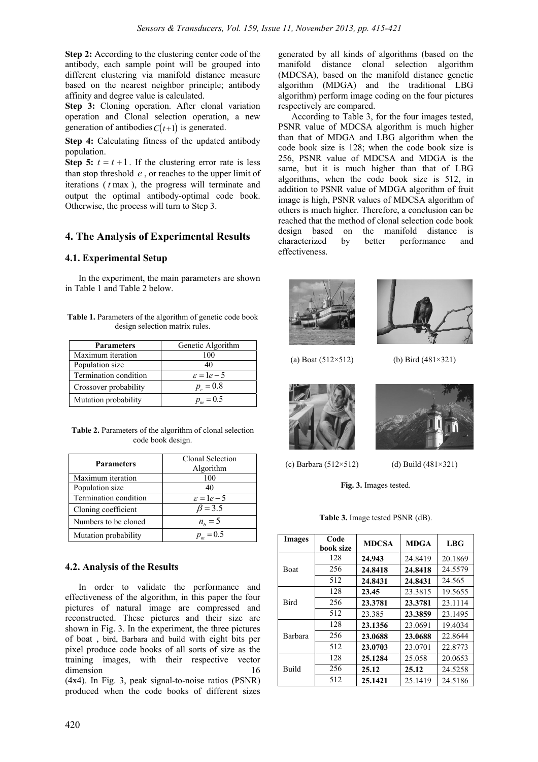**Step 2:** According to the clustering center code of the antibody, each sample point will be grouped into different clustering via manifold distance measure based on the nearest neighbor principle; antibody affinity and degree value is calculated.

**Step 3:** Cloning operation. After clonal variation operation and Clonal selection operation, a new generation of antibodies $C(t+1)$ is generated.

**Step 4:** Calculating fitness of the updated antibody population.

**Step 5:** $t = t+1$. If the clustering error rate is less than stop threshold $e$, or reaches to the upper limit of iterations ($t\max$), the progress will terminate and output the optimal antibody-optimal code book. Otherwise, the process will turn to Step 3.

## 4. The Analysis of Experimental Results

### 4.1. Experimental Setup

In the experiment, the main parameters are shown in Table 1 and Table 2 below.

**Table 1.** Parameters of the algorithm of genetic code book design selection matrix rules.

| Parameters | Genetic Algorithm |
|---|---|
| Maximum iteration | 100 |
| Population size | 40 |
| Termination condition | $\varepsilon = 1e-5$ |
| Crossover probability | $p_c = 0.8$ |
| Mutation probability | $p_m = 0.5$ |

**Table 2.** Parameters of the algorithm of clonal selection code book design.

| Parameters | Clonal Selection Algorithm |
|---|---|
| Maximum iteration | 100 |
| Population size | 40 |
| Termination condition | $\varepsilon = 1e-5$ |
| Cloning coefficient | $\beta = 3.5$ |
| Numbers to be cloned | $n_b = 5$ |
| Mutation probability | $p_m = 0.5$ |

### 4.2. Analysis of the Results

In order to validate the performance and effectiveness of the algorithm, in this paper the four pictures of natural image are compressed and reconstructed. These pictures and their size are shown in Fig. 3. In the experiment, the three pictures of boat, bird, Barbara and build with eight bits per pixel produce code books of all sorts of size as the training images, with their respective vector dimension 16 (4x4). In Fig. 3, peak signal-to-noise ratios (PSNR) produced when the code books of different sizes generated by all kinds of algorithms (based on the manifold distance clonal selection algorithm (MDCSA), based on the manifold distance genetic algorithm (MDGA) and the traditional LBG algorithm) perform image coding on the four pictures respectively are compared.

According to Table 3, for the four images tested, PSNR value of MDCSA algorithm is much higher than that of MDGA and LBG algorithm when the code book size is 128; when the code book size is 256, PSNR value of MDCSA and MDGA is the same, but it is much higher than that of LBG algorithms, when the code book size is 512, in addition to PSNR value of MDGA algorithm of fruit image is high, PSNR values of MDCSA algorithm of others is much higher. Therefore, a conclusion can be reached that the method of clonal selection code book design based on the manifold distance is characterized by better performance and effectiveness.

(a) Boat (512×512) (b) Bird (481×321)

(c) Barbara (512×512) (d) Build (481×321)

**Fig. 3.** Images tested.

**Table 3.** Image tested PSNR (dB).

| Images | Code book size | MDCSA | MDGA | LBG |
|---|---|---|---|---|
| Boat | 128 | **24.943** | 24.8419 | 20.1869 |
| | 256 | **24.8418** | **24.8418** | 24.5579 |
| | 512 | **24.8431** | **24.8431** | 24.565 |
| Bird | 128 | **23.45** | 23.3815 | 19.5655 |
| | 256 | **23.3781** | **23.3781** | 23.1114 |
| | 512 | 23.385 | **23.3859** | 23.1495 |
| Barbara | 128 | **23.1356** | 23.0691 | 19.4034 |
| | 256 | **23.0688** | **23.0688** | 22.8644 |
| | 512 | **23.0703** | 23.0701 | 22.8773 |
| Build | 128 | **25.1284** | 25.058 | 20.0653 |
| | 256 | **25.12** | **25.12** | 24.5258 |
| | 512 | **25.1421** | 25.1419 | 24.5186 |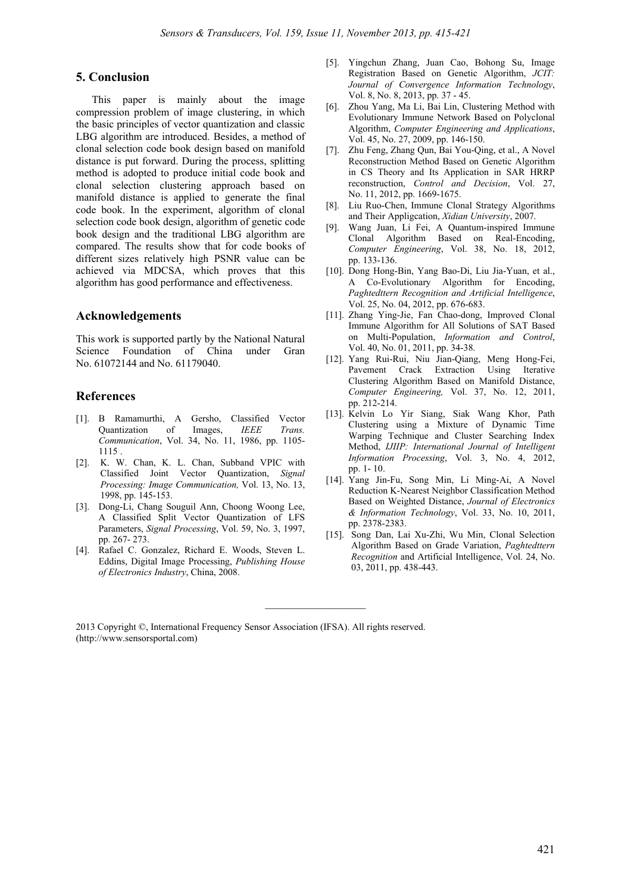## 5. Conclusion

This paper is mainly about the image compression problem of image clustering, in which the basic principles of vector quantization and classic LBG algorithm are introduced. Besides, a method of clonal selection code book design based on manifold distance is put forward. During the process, splitting method is adopted to produce initial code book and clonal selection clustering approach based on manifold distance is applied to generate the final code book. In the experiment, algorithm of clonal selection code book design, algorithm of genetic code book design and the traditional LBG algorithm are compared. The results show that for code books of different sizes relatively high PSNR value can be achieved via MDCSA, which proves that this algorithm has good performance and effectiveness.

## Acknowledgements

This work is supported partly by the National Natural Science Foundation of China under Gran No. 61072144 and No. 61179040.

## References

[1]. B Ramamurthi, A Gersho, Classified Vector Quantization of Images, *IEEE Trans. Communication*, Vol. 34, No. 11, 1986, pp. 1105-1115 .

[2]. K. W. Chan, K. L. Chan, Subband VPIC with Classified Joint Vector Quantization, *Signal Processing: Image Communication,* Vol. 13, No. 13, 1998, pp. 145-153.

[3]. Dong-Li, Chang Souguil Ann, Choong Woong Lee, A Classified Split Vector Quantization of LFS Parameters, *Signal Processing*, Vol. 59, No. 3, 1997, pp. 267- 273.

[4]. Rafael C. Gonzalez, Richard E. Woods, Steven L. Eddins, Digital Image Processing, *Publishing House of Electronics Industry*, China, 2008.

[5]. Yingchun Zhang, Juan Cao, Bohong Su, Image Registration Based on Genetic Algorithm, *JCIT: Journal of Convergence Information Technology*, Vol. 8, No. 8, 2013, pp. 37 - 45.

[6]. Zhou Yang, Ma Li, Bai Lin, Clustering Method with Evolutionary Immune Network Based on Polyclonal Algorithm, *Computer Engineering and Applications*, Vol. 45, No. 27, 2009, pp. 146-150.

[7]. Zhu Feng, Zhang Qun, Bai You-Qing, et al., A Novel Reconstruction Method Based on Genetic Algorithm in CS Theory and Its Application in SAR HRRP reconstruction, *Control and Decision*, Vol. 27, No. 11, 2012, pp. 1669-1675.

[8]. Liu Ruo-Chen, Immune Clonal Strategy Algorithms and Their Appligcation, *Xidian University*, 2007.

[9]. Wang Juan, Li Fei, A Quantum-inspired Immune Clonal Algorithm Based on Real-Encoding, *Computer Engineering*, Vol. 38, No. 18, 2012, pp. 133-136.

[10]. Dong Hong-Bin, Yang Bao-Di, Liu Jia-Yuan, et al., A Co-Evolutionary Algorithm for Encoding, *Paghtedttern Recognition and Artificial Intelligence*, Vol. 25, No. 04, 2012, pp. 676-683.

[11]. Zhang Ying-Jie, Fan Chao-dong, Improved Clonal Immune Algorithm for All Solutions of SAT Based on Multi-Population, *Information and Control*, Vol. 40, No. 01, 2011, pp. 34-38.

[12]. Yang Rui-Rui, Niu Jian-Qiang, Meng Hong-Fei, Pavement Crack Extraction Using Iterative Clustering Algorithm Based on Manifold Distance, *Computer Engineering,* Vol. 37, No. 12, 2011, pp. 212-214.

[13]. Kelvin Lo Yir Siang, Siak Wang Khor, Path Clustering using a Mixture of Dynamic Time Warping Technique and Cluster Searching Index Method, *IJIIP: International Journal of Intelligent Information Processing*, Vol. 3, No. 4, 2012, pp. 1- 10.

[14]. Yang Jin-Fu, Song Min, Li Ming-Ai, A Novel Reduction K-Nearest Neighbor Classification Method Based on Weighted Distance, *Journal of Electronics & Information Technology*, Vol. 33, No. 10, 2011, pp. 2378-2383.

[15]. Song Dan, Lai Xu-Zhi, Wu Min, Clonal Selection Algorithm Based on Grade Variation, *Paghtedttern Recognition* and Artificial Intelligence, Vol. 24, No. 03, 2011, pp. 438-443.

---

2013 Copyright ©, International Frequency Sensor Association (IFSA). All rights reserved. (http://www.sensorsportal.com)